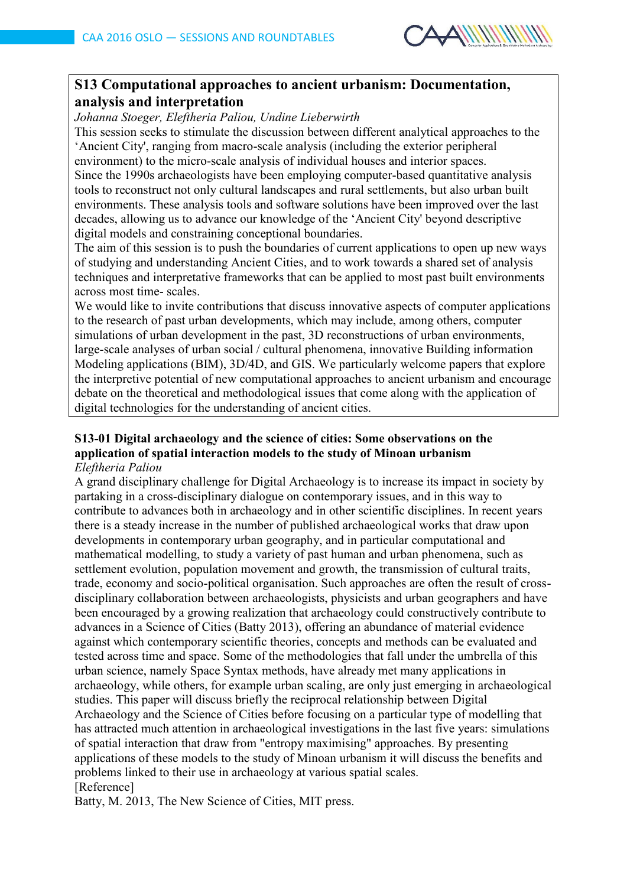## S13 Computational approaches to ancient urbanism: Documentation, analysis and interpretation

*Johanna Stoeger, Eleftheria Paliou, Undine Lieberwirth*

This session seeks to stimulate the discussion between different analytical approaches to the 'Ancient City', ranging from macro-scale analysis (including the exterior peripheral environment) to the micro-scale analysis of individual houses and interior spaces.

Since the 1990s archaeologists have been employing computer-based quantitative analysis tools to reconstruct not only cultural landscapes and rural settlements, but also urban built environments. These analysis tools and software solutions have been improved over the last decades, allowing us to advance our knowledge of the 'Ancient City' beyond descriptive digital models and constraining conceptional boundaries.

The aim of this session is to push the boundaries of current applications to open up new ways of studying and understanding Ancient Cities, and to work towards a shared set of analysis techniques and interpretative frameworks that can be applied to most past built environments across most time- scales.

We would like to invite contributions that discuss innovative aspects of computer applications to the research of past urban developments, which may include, among others, computer simulations of urban development in the past, 3D reconstructions of urban environments, large-scale analyses of urban social / cultural phenomena, innovative Building information Modeling applications (BIM), 3D/4D, and GIS. We particularly welcome papers that explore the interpretive potential of new computational approaches to ancient urbanism and encourage debate on the theoretical and methodological issues that come along with the application of digital technologies for the understanding of ancient cities.

### S13-01 Digital archaeology and the science of cities: Some observations on the application of spatial interaction models to the study of Minoan urbanism

*Eleftheria Paliou*

A grand disciplinary challenge for Digital Archaeology is to increase its impact in society by partaking in a cross-disciplinary dialogue on contemporary issues, and in this way to contribute to advances both in archaeology and in other scientific disciplines. In recent years there is a steady increase in the number of published archaeological works that draw upon developments in contemporary urban geography, and in particular computational and mathematical modelling, to study a variety of past human and urban phenomena, such as settlement evolution, population movement and growth, the transmission of cultural traits, trade, economy and socio-political organisation. Such approaches are often the result of cross-disciplinary collaboration between archaeologists, physicists and urban geographers and have been encouraged by a growing realization that archaeology could constructively contribute to advances in a Science of Cities (Batty 2013), offering an abundance of material evidence against which contemporary scientific theories, concepts and methods can be evaluated and tested across time and space. Some of the methodologies that fall under the umbrella of this urban science, namely Space Syntax methods, have already met many applications in archaeology, while others, for example urban scaling, are only just emerging in archaeological studies. This paper will discuss briefly the reciprocal relationship between Digital Archaeology and the Science of Cities before focusing on a particular type of modelling that has attracted much attention in archaeological investigations in the last five years: simulations of spatial interaction that draw from "entropy maximising" approaches. By presenting applications of these models to the study of Minoan urbanism it will discuss the benefits and problems linked to their use in archaeology at various spatial scales.

[Reference]

Batty, M. 2013, The New Science of Cities, MIT press.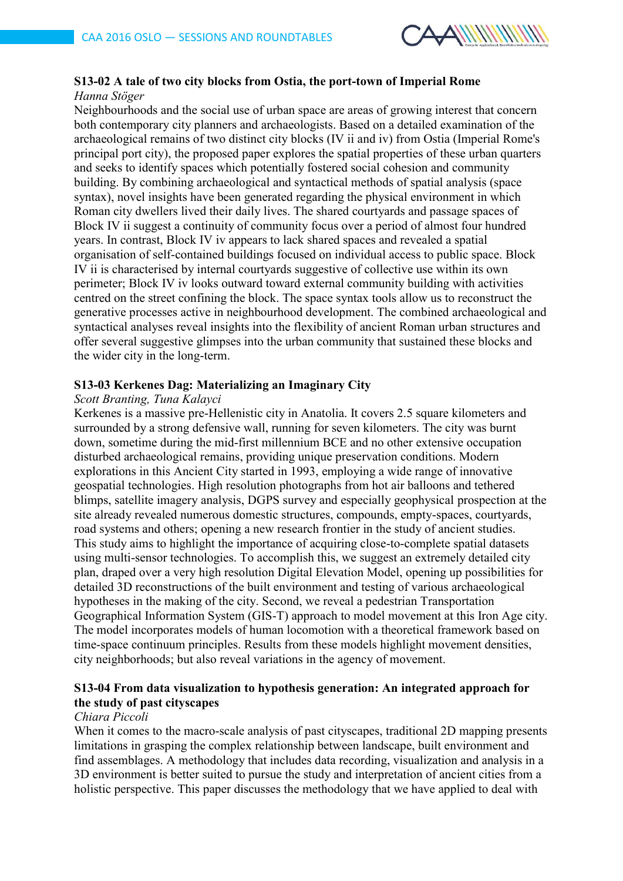### S13-02 A tale of two city blocks from Ostia, the port-town of Imperial Rome

*Hanna Stöger*

Neighbourhoods and the social use of urban space are areas of growing interest that concern both contemporary city planners and archaeologists. Based on a detailed examination of the archaeological remains of two distinct city blocks (IV ii and iv) from Ostia (Imperial Rome's principal port city), the proposed paper explores the spatial properties of these urban quarters and seeks to identify spaces which potentially fostered social cohesion and community building. By combining archaeological and syntactical methods of spatial analysis (space syntax), novel insights have been generated regarding the physical environment in which Roman city dwellers lived their daily lives. The shared courtyards and passage spaces of Block IV ii suggest a continuity of community focus over a period of almost four hundred years. In contrast, Block IV iv appears to lack shared spaces and revealed a spatial organisation of self-contained buildings focused on individual access to public space. Block IV ii is characterised by internal courtyards suggestive of collective use within its own perimeter; Block IV iv looks outward toward external community building with activities centred on the street confining the block. The space syntax tools allow us to reconstruct the generative processes active in neighbourhood development. The combined archaeological and syntactical analyses reveal insights into the flexibility of ancient Roman urban structures and offer several suggestive glimpses into the urban community that sustained these blocks and the wider city in the long-term.

### S13-03 Kerkenes Dag: Materializing an Imaginary City

*Scott Branting, Tuna Kalayci*

Kerkenes is a massive pre-Hellenistic city in Anatolia. It covers 2.5 square kilometers and surrounded by a strong defensive wall, running for seven kilometers. The city was burnt down, sometime during the mid-first millennium BCE and no other extensive occupation disturbed archaeological remains, providing unique preservation conditions. Modern explorations in this Ancient City started in 1993, employing a wide range of innovative geospatial technologies. High resolution photographs from hot air balloons and tethered blimps, satellite imagery analysis, DGPS survey and especially geophysical prospection at the site already revealed numerous domestic structures, compounds, empty-spaces, courtyards, road systems and others; opening a new research frontier in the study of ancient studies. This study aims to highlight the importance of acquiring close-to-complete spatial datasets using multi-sensor technologies. To accomplish this, we suggest an extremely detailed city plan, draped over a very high resolution Digital Elevation Model, opening up possibilities for detailed 3D reconstructions of the built environment and testing of various archaeological hypotheses in the making of the city. Second, we reveal a pedestrian Transportation Geographical Information System (GIS-T) approach to model movement at this Iron Age city. The model incorporates models of human locomotion with a theoretical framework based on time-space continuum principles. Results from these models highlight movement densities, city neighborhoods; but also reveal variations in the agency of movement.

### S13-04 From data visualization to hypothesis generation: An integrated approach for the study of past cityscapes

*Chiara Piccoli*

When it comes to the macro-scale analysis of past cityscapes, traditional 2D mapping presents limitations in grasping the complex relationship between landscape, built environment and find assemblages. A methodology that includes data recording, visualization and analysis in a 3D environment is better suited to pursue the study and interpretation of ancient cities from a holistic perspective. This paper discusses the methodology that we have applied to deal with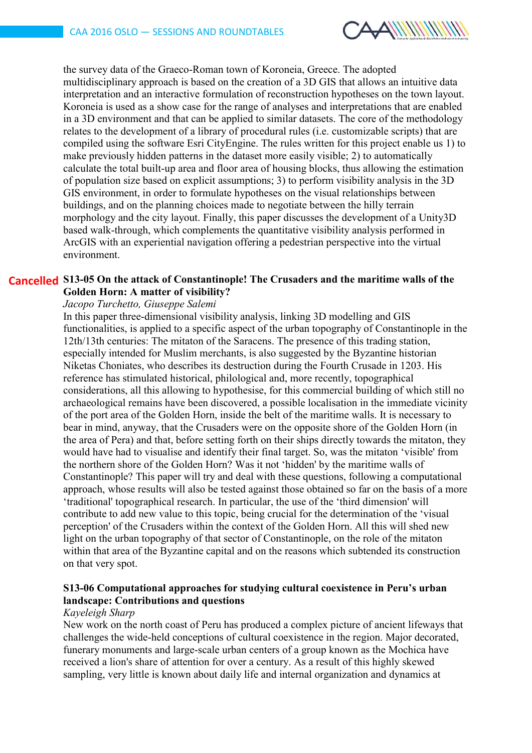the survey data of the Graeco-Roman town of Koroneia, Greece. The adopted multidisciplinary approach is based on the creation of a 3D GIS that allows an intuitive data interpretation and an interactive formulation of reconstruction hypotheses on the town layout. Koroneia is used as a show case for the range of analyses and interpretations that are enabled in a 3D environment and that can be applied to similar datasets. The core of the methodology relates to the development of a library of procedural rules (i.e. customizable scripts) that are compiled using the software Esri CityEngine. The rules written for this project enable us 1) to make previously hidden patterns in the dataset more easily visible; 2) to automatically calculate the total built-up area and floor area of housing blocks, thus allowing the estimation of population size based on explicit assumptions; 3) to perform visibility analysis in the 3D GIS environment, in order to formulate hypotheses on the visual relationships between buildings, and on the planning choices made to negotiate between the hilly terrain morphology and the city layout. Finally, this paper discusses the development of a Unity3D based walk-through, which complements the quantitative visibility analysis performed in ArcGIS with an experiential navigation offering a pedestrian perspective into the virtual environment.

Cancelled

### S13-05 On the attack of Constantinople! The Crusaders and the maritime walls of the Golden Horn: A matter of visibility?

*Jacopo Turchetto, Giuseppe Salemi*

In this paper three-dimensional visibility analysis, linking 3D modelling and GIS functionalities, is applied to a specific aspect of the urban topography of Constantinople in the 12th/13th centuries: The mitaton of the Saracens. The presence of this trading station, especially intended for Muslim merchants, is also suggested by the Byzantine historian Niketas Choniates, who describes its destruction during the Fourth Crusade in 1203. His reference has stimulated historical, philological and, more recently, topographical considerations, all this allowing to hypothesise, for this commercial building of which still no archaeological remains have been discovered, a possible localisation in the immediate vicinity of the port area of the Golden Horn, inside the belt of the maritime walls. It is necessary to bear in mind, anyway, that the Crusaders were on the opposite shore of the Golden Horn (in the area of Pera) and that, before setting forth on their ships directly towards the mitaton, they would have had to visualise and identify their final target. So, was the mitaton 'visible' from the northern shore of the Golden Horn? Was it not 'hidden' by the maritime walls of Constantinople? This paper will try and deal with these questions, following a computational approach, whose results will also be tested against those obtained so far on the basis of a more 'traditional' topographical research. In particular, the use of the 'third dimension' will contribute to add new value to this topic, being crucial for the determination of the 'visual perception' of the Crusaders within the context of the Golden Horn. All this will shed new light on the urban topography of that sector of Constantinople, on the role of the mitaton within that area of the Byzantine capital and on the reasons which subtended its construction on that very spot.

### S13-06 Computational approaches for studying cultural coexistence in Peru's urban landscape: Contributions and questions

*Kayeleigh Sharp*

New work on the north coast of Peru has produced a complex picture of ancient lifeways that challenges the wide-held conceptions of cultural coexistence in the region. Major decorated, funerary monuments and large-scale urban centers of a group known as the Mochica have received a lion's share of attention for over a century. As a result of this highly skewed sampling, very little is known about daily life and internal organization and dynamics at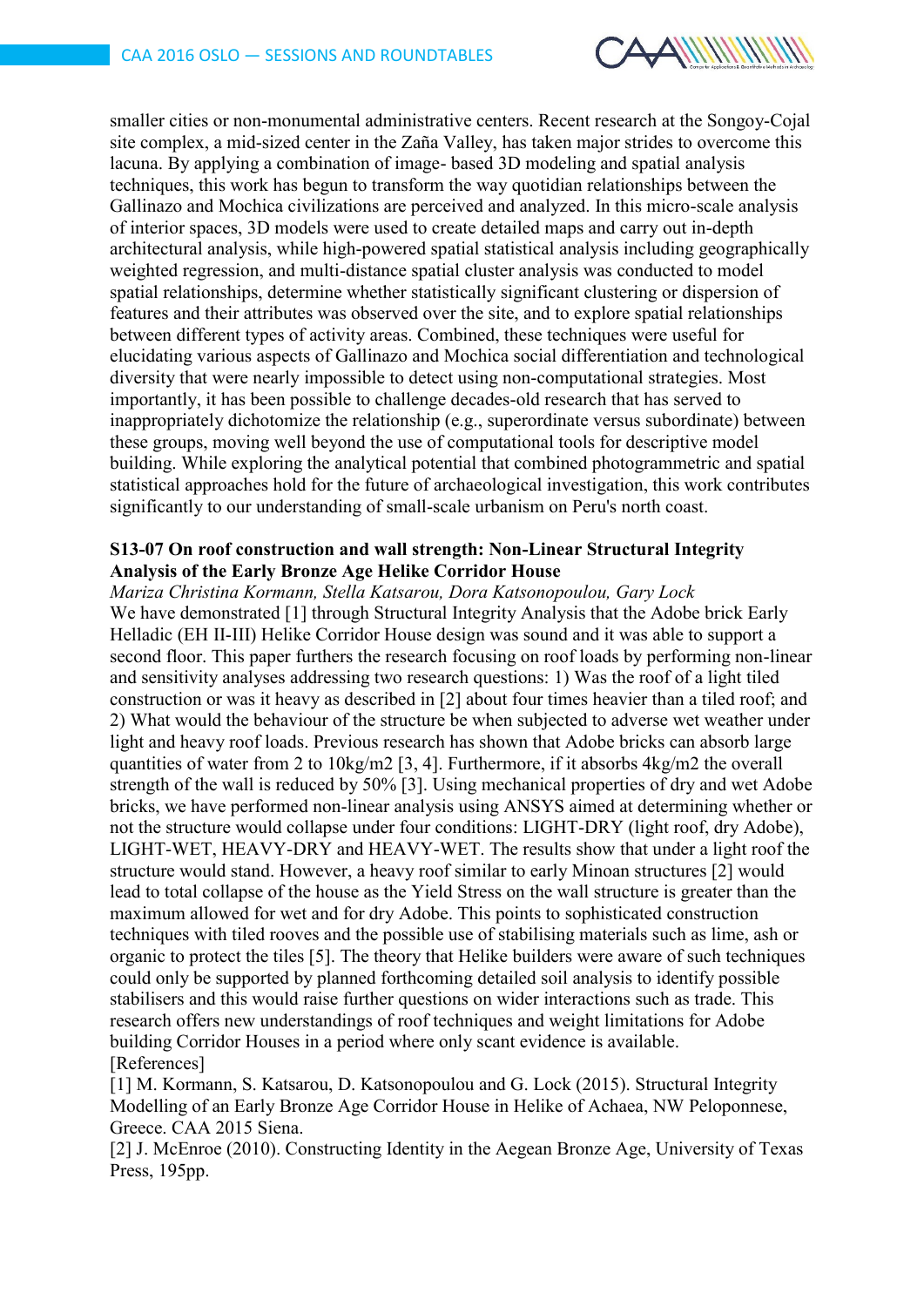smaller cities or non-monumental administrative centers. Recent research at the Songoy-Cojal site complex, a mid-sized center in the Zaña Valley, has taken major strides to overcome this lacuna. By applying a combination of image- based 3D modeling and spatial analysis techniques, this work has begun to transform the way quotidian relationships between the Gallinazo and Mochica civilizations are perceived and analyzed. In this micro-scale analysis of interior spaces, 3D models were used to create detailed maps and carry out in-depth architectural analysis, while high-powered spatial statistical analysis including geographically weighted regression, and multi-distance spatial cluster analysis was conducted to model spatial relationships, determine whether statistically significant clustering or dispersion of features and their attributes was observed over the site, and to explore spatial relationships between different types of activity areas. Combined, these techniques were useful for elucidating various aspects of Gallinazo and Mochica social differentiation and technological diversity that were nearly impossible to detect using non-computational strategies. Most importantly, it has been possible to challenge decades-old research that has served to inappropriately dichotomize the relationship (e.g., superordinate versus subordinate) between these groups, moving well beyond the use of computational tools for descriptive model building. While exploring the analytical potential that combined photogrammetric and spatial statistical approaches hold for the future of archaeological investigation, this work contributes significantly to our understanding of small-scale urbanism on Peru's north coast.

### S13-07 On roof construction and wall strength: Non-Linear Structural Integrity Analysis of the Early Bronze Age Helike Corridor House

*Mariza Christina Kormann, Stella Katsarou, Dora Katsonopoulou, Gary Lock*

We have demonstrated [1] through Structural Integrity Analysis that the Adobe brick Early Helladic (EH II-III) Helike Corridor House design was sound and it was able to support a second floor. This paper furthers the research focusing on roof loads by performing non-linear and sensitivity analyses addressing two research questions: 1) Was the roof of a light tiled construction or was it heavy as described in [2] about four times heavier than a tiled roof; and 2) What would the behaviour of the structure be when subjected to adverse wet weather under light and heavy roof loads. Previous research has shown that Adobe bricks can absorb large quantities of water from 2 to 10kg/m2 [3, 4]. Furthermore, if it absorbs 4kg/m2 the overall strength of the wall is reduced by 50% [3]. Using mechanical properties of dry and wet Adobe bricks, we have performed non-linear analysis using ANSYS aimed at determining whether or not the structure would collapse under four conditions: LIGHT-DRY (light roof, dry Adobe), LIGHT-WET, HEAVY-DRY and HEAVY-WET. The results show that under a light roof the structure would stand. However, a heavy roof similar to early Minoan structures [2] would lead to total collapse of the house as the Yield Stress on the wall structure is greater than the maximum allowed for wet and for dry Adobe. This points to sophisticated construction techniques with tiled rooves and the possible use of stabilising materials such as lime, ash or organic to protect the tiles [5]. The theory that Helike builders were aware of such techniques could only be supported by planned forthcoming detailed soil analysis to identify possible stabilisers and this would raise further questions on wider interactions such as trade. This research offers new understandings of roof techniques and weight limitations for Adobe building Corridor Houses in a period where only scant evidence is available.

[References]

[1] M. Kormann, S. Katsarou, D. Katsonopoulou and G. Lock (2015). Structural Integrity Modelling of an Early Bronze Age Corridor House in Helike of Achaea, NW Peloponnese, Greece. CAA 2015 Siena.

[2] J. McEnroe (2010). Constructing Identity in the Aegean Bronze Age, University of Texas Press, 195pp.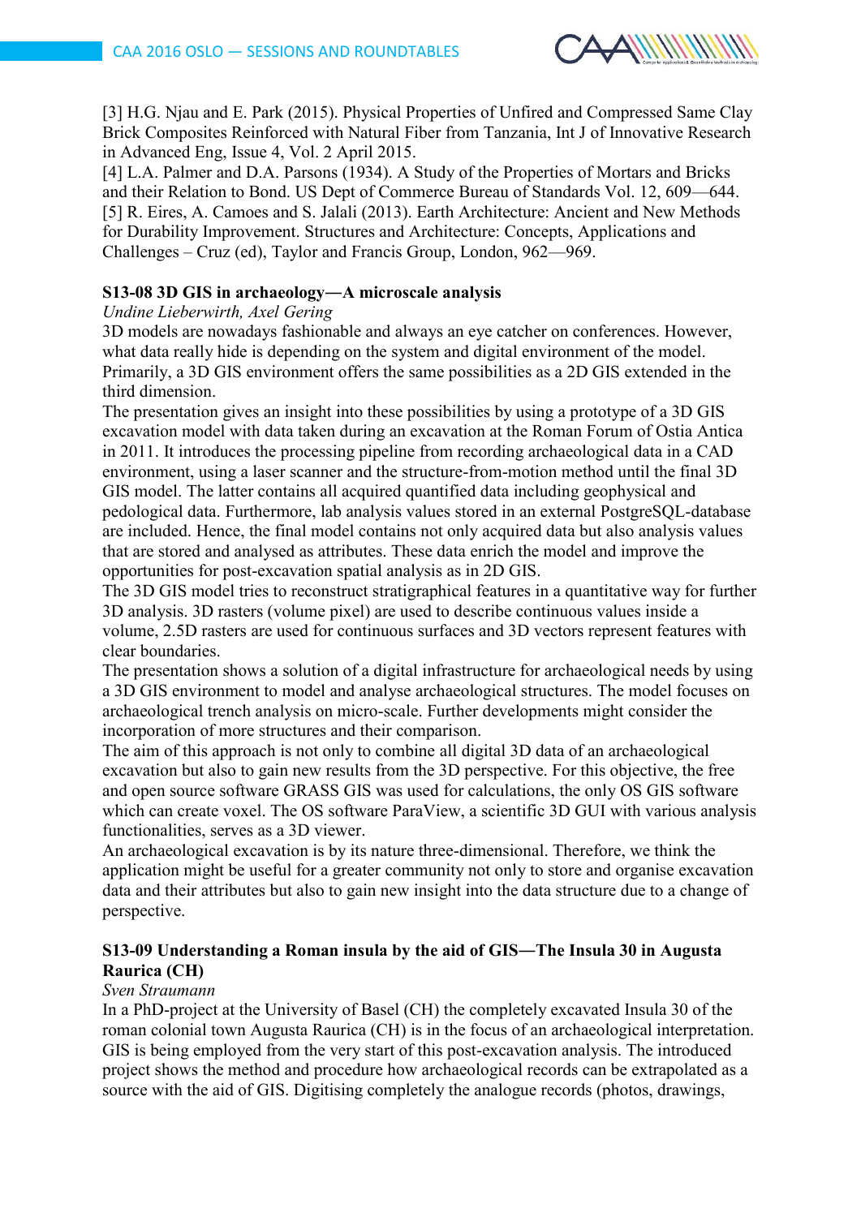[3] H.G. Njau and E. Park (2015). Physical Properties of Unfired and Compressed Same Clay Brick Composites Reinforced with Natural Fiber from Tanzania, Int J of Innovative Research in Advanced Eng, Issue 4, Vol. 2 April 2015.
[4] L.A. Palmer and D.A. Parsons (1934). A Study of the Properties of Mortars and Bricks and their Relation to Bond. US Dept of Commerce Bureau of Standards Vol. 12, 609—644.
[5] R. Eires, A. Camoes and S. Jalali (2013). Earth Architecture: Ancient and New Methods for Durability Improvement. Structures and Architecture: Concepts, Applications and Challenges – Cruz (ed), Taylor and Francis Group, London, 962—969.

### S13-08 3D GIS in archaeology—A microscale analysis

*Undine Lieberwirth, Axel Gering*

3D models are nowadays fashionable and always an eye catcher on conferences. However, what data really hide is depending on the system and digital environment of the model. Primarily, a 3D GIS environment offers the same possibilities as a 2D GIS extended in the third dimension.

The presentation gives an insight into these possibilities by using a prototype of a 3D GIS excavation model with data taken during an excavation at the Roman Forum of Ostia Antica in 2011. It introduces the processing pipeline from recording archaeological data in a CAD environment, using a laser scanner and the structure-from-motion method until the final 3D GIS model. The latter contains all acquired quantified data including geophysical and pedological data. Furthermore, lab analysis values stored in an external PostgreSQL-database are included. Hence, the final model contains not only acquired data but also analysis values that are stored and analysed as attributes. These data enrich the model and improve the opportunities for post-excavation spatial analysis as in 2D GIS.

The 3D GIS model tries to reconstruct stratigraphical features in a quantitative way for further 3D analysis. 3D rasters (volume pixel) are used to describe continuous values inside a volume, 2.5D rasters are used for continuous surfaces and 3D vectors represent features with clear boundaries.

The presentation shows a solution of a digital infrastructure for archaeological needs by using a 3D GIS environment to model and analyse archaeological structures. The model focuses on archaeological trench analysis on micro-scale. Further developments might consider the incorporation of more structures and their comparison.

The aim of this approach is not only to combine all digital 3D data of an archaeological excavation but also to gain new results from the 3D perspective. For this objective, the free and open source software GRASS GIS was used for calculations, the only OS GIS software which can create voxel. The OS software ParaView, a scientific 3D GUI with various analysis functionalities, serves as a 3D viewer.

An archaeological excavation is by its nature three-dimensional. Therefore, we think the application might be useful for a greater community not only to store and organise excavation data and their attributes but also to gain new insight into the data structure due to a change of perspective.

### S13-09 Understanding a Roman insula by the aid of GIS—The Insula 30 in Augusta Raurica (CH)

*Sven Straumann*

In a PhD-project at the University of Basel (CH) the completely excavated Insula 30 of the roman colonial town Augusta Raurica (CH) is in the focus of an archaeological interpretation. GIS is being employed from the very start of this post-excavation analysis. The introduced project shows the method and procedure how archaeological records can be extrapolated as a source with the aid of GIS. Digitising completely the analogue records (photos, drawings,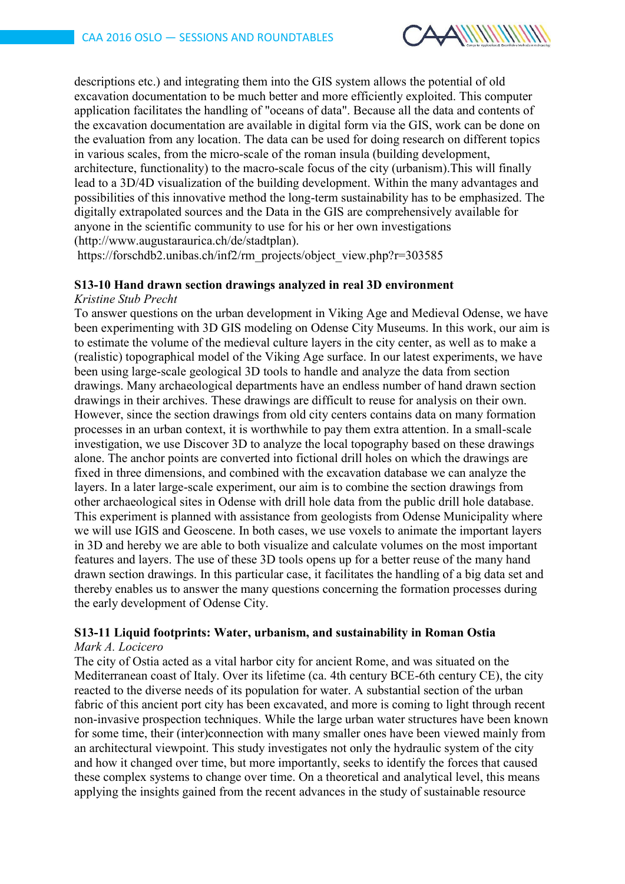descriptions etc.) and integrating them into the GIS system allows the potential of old excavation documentation to be much better and more efficiently exploited. This computer application facilitates the handling of "oceans of data". Because all the data and contents of the excavation documentation are available in digital form via the GIS, work can be done on the evaluation from any location. The data can be used for doing research on different topics in various scales, from the micro-scale of the roman insula (building development, architecture, functionality) to the macro-scale focus of the city (urbanism).This will finally lead to a 3D/4D visualization of the building development. Within the many advantages and possibilities of this innovative method the long-term sustainability has to be emphasized. The digitally extrapolated sources and the Data in the GIS are comprehensively available for anyone in the scientific community to use for his or her own investigations (http://www.augustaraurica.ch/de/stadtplan).
https://forschdb2.unibas.ch/inf2/rm_projects/object_view.php?r=303585

### S13-10 Hand drawn section drawings analyzed in real 3D environment

*Kristine Stub Precht*

To answer questions on the urban development in Viking Age and Medieval Odense, we have been experimenting with 3D GIS modeling on Odense City Museums. In this work, our aim is to estimate the volume of the medieval culture layers in the city center, as well as to make a (realistic) topographical model of the Viking Age surface. In our latest experiments, we have been using large-scale geological 3D tools to handle and analyze the data from section drawings. Many archaeological departments have an endless number of hand drawn section drawings in their archives. These drawings are difficult to reuse for analysis on their own. However, since the section drawings from old city centers contains data on many formation processes in an urban context, it is worthwhile to pay them extra attention. In a small-scale investigation, we use Discover 3D to analyze the local topography based on these drawings alone. The anchor points are converted into fictional drill holes on which the drawings are fixed in three dimensions, and combined with the excavation database we can analyze the layers. In a later large-scale experiment, our aim is to combine the section drawings from other archaeological sites in Odense with drill hole data from the public drill hole database. This experiment is planned with assistance from geologists from Odense Municipality where we will use IGIS and Geoscene. In both cases, we use voxels to animate the important layers in 3D and hereby we are able to both visualize and calculate volumes on the most important features and layers. The use of these 3D tools opens up for a better reuse of the many hand drawn section drawings. In this particular case, it facilitates the handling of a big data set and thereby enables us to answer the many questions concerning the formation processes during the early development of Odense City.

### S13-11 Liquid footprints: Water, urbanism, and sustainability in Roman Ostia

*Mark A. Locicero*

The city of Ostia acted as a vital harbor city for ancient Rome, and was situated on the Mediterranean coast of Italy. Over its lifetime (ca. 4th century BCE-6th century CE), the city reacted to the diverse needs of its population for water. A substantial section of the urban fabric of this ancient port city has been excavated, and more is coming to light through recent non-invasive prospection techniques. While the large urban water structures have been known for some time, their (inter)connection with many smaller ones have been viewed mainly from an architectural viewpoint. This study investigates not only the hydraulic system of the city and how it changed over time, but more importantly, seeks to identify the forces that caused these complex systems to change over time. On a theoretical and analytical level, this means applying the insights gained from the recent advances in the study of sustainable resource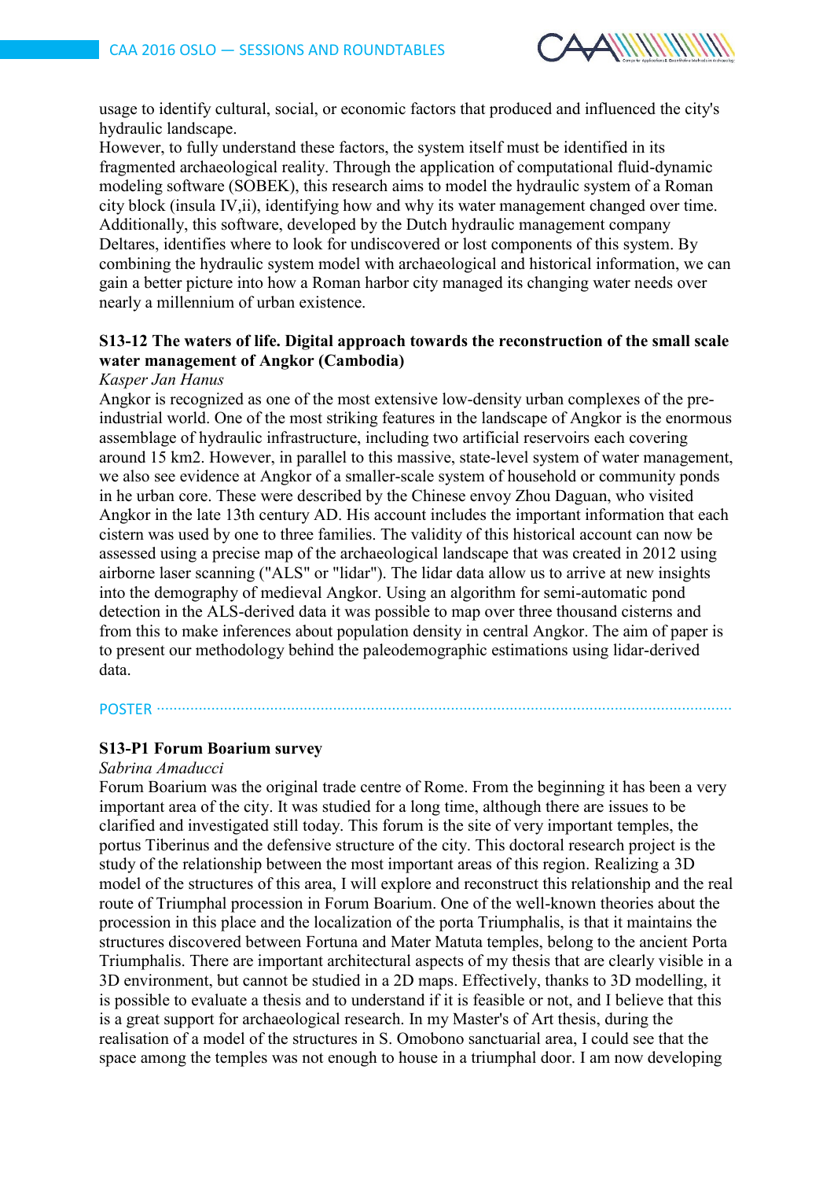usage to identify cultural, social, or economic factors that produced and influenced the city's hydraulic landscape.
However, to fully understand these factors, the system itself must be identified in its fragmented archaeological reality. Through the application of computational fluid-dynamic modeling software (SOBEK), this research aims to model the hydraulic system of a Roman city block (insula IV,ii), identifying how and why its water management changed over time. Additionally, this software, developed by the Dutch hydraulic management company Deltares, identifies where to look for undiscovered or lost components of this system. By combining the hydraulic system model with archaeological and historical information, we can gain a better picture into how a Roman harbor city managed its changing water needs over nearly a millennium of urban existence.

### S13-12 The waters of life. Digital approach towards the reconstruction of the small scale water management of Angkor (Cambodia)

*Kasper Jan Hanus*

Angkor is recognized as one of the most extensive low-density urban complexes of the pre-industrial world. One of the most striking features in the landscape of Angkor is the enormous assemblage of hydraulic infrastructure, including two artificial reservoirs each covering around 15 km2. However, in parallel to this massive, state-level system of water management, we also see evidence at Angkor of a smaller-scale system of household or community ponds in he urban core. These were described by the Chinese envoy Zhou Daguan, who visited Angkor in the late 13th century AD. His account includes the important information that each cistern was used by one to three families. The validity of this historical account can now be assessed using a precise map of the archaeological landscape that was created in 2012 using airborne laser scanning ("ALS" or "lidar"). The lidar data allow us to arrive at new insights into the demography of medieval Angkor. Using an algorithm for semi-automatic pond detection in the ALS-derived data it was possible to map over three thousand cisterns and from this to make inferences about population density in central Angkor. The aim of paper is to present our methodology behind the paleodemographic estimations using lidar-derived data.

## POSTER

### S13-P1 Forum Boarium survey

*Sabrina Amaducci*

Forum Boarium was the original trade centre of Rome. From the beginning it has been a very important area of the city. It was studied for a long time, although there are issues to be clarified and investigated still today. This forum is the site of very important temples, the portus Tiberinus and the defensive structure of the city. This doctoral research project is the study of the relationship between the most important areas of this region. Realizing a 3D model of the structures of this area, I will explore and reconstruct this relationship and the real route of Triumphal procession in Forum Boarium. One of the well-known theories about the procession in this place and the localization of the porta Triumphalis, is that it maintains the structures discovered between Fortuna and Mater Matuta temples, belong to the ancient Porta Triumphalis. There are important architectural aspects of my thesis that are clearly visible in a 3D environment, but cannot be studied in a 2D maps. Effectively, thanks to 3D modelling, it is possible to evaluate a thesis and to understand if it is feasible or not, and I believe that this is a great support for archaeological research. In my Master's of Art thesis, during the realisation of a model of the structures in S. Omobono sanctuarial area, I could see that the space among the temples was not enough to house in a triumphal door. I am now developing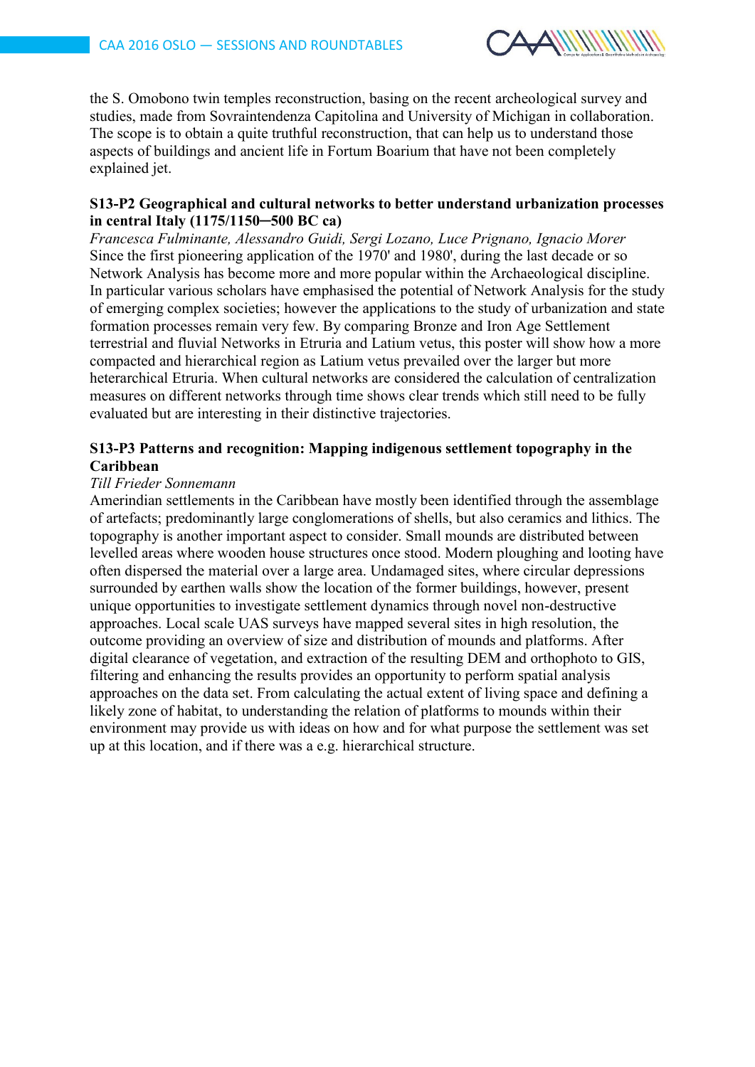the S. Omobono twin temples reconstruction, basing on the recent archeological survey and studies, made from Sovraintendenza Capitolina and University of Michigan in collaboration. The scope is to obtain a quite truthful reconstruction, that can help us to understand those aspects of buildings and ancient life in Fortum Boarium that have not been completely explained jet.

### S13-P2 Geographical and cultural networks to better understand urbanization processes in central Italy (1175/1150─500 BC ca)

*Francesca Fulminante, Alessandro Guidi, Sergi Lozano, Luce Prignano, Ignacio Morer*

Since the first pioneering application of the 1970' and 1980', during the last decade or so Network Analysis has become more and more popular within the Archaeological discipline. In particular various scholars have emphasised the potential of Network Analysis for the study of emerging complex societies; however the applications to the study of urbanization and state formation processes remain very few. By comparing Bronze and Iron Age Settlement terrestrial and fluvial Networks in Etruria and Latium vetus, this poster will show how a more compacted and hierarchical region as Latium vetus prevailed over the larger but more heterarchical Etruria. When cultural networks are considered the calculation of centralization measures on different networks through time shows clear trends which still need to be fully evaluated but are interesting in their distinctive trajectories.

### S13-P3 Patterns and recognition: Mapping indigenous settlement topography in the Caribbean

*Till Frieder Sonnemann*

Amerindian settlements in the Caribbean have mostly been identified through the assemblage of artefacts; predominantly large conglomerations of shells, but also ceramics and lithics. The topography is another important aspect to consider. Small mounds are distributed between levelled areas where wooden house structures once stood. Modern ploughing and looting have often dispersed the material over a large area. Undamaged sites, where circular depressions surrounded by earthen walls show the location of the former buildings, however, present unique opportunities to investigate settlement dynamics through novel non-destructive approaches. Local scale UAS surveys have mapped several sites in high resolution, the outcome providing an overview of size and distribution of mounds and platforms. After digital clearance of vegetation, and extraction of the resulting DEM and orthophoto to GIS, filtering and enhancing the results provides an opportunity to perform spatial analysis approaches on the data set. From calculating the actual extent of living space and defining a likely zone of habitat, to understanding the relation of platforms to mounds within their environment may provide us with ideas on how and for what purpose the settlement was set up at this location, and if there was a e.g. hierarchical structure.